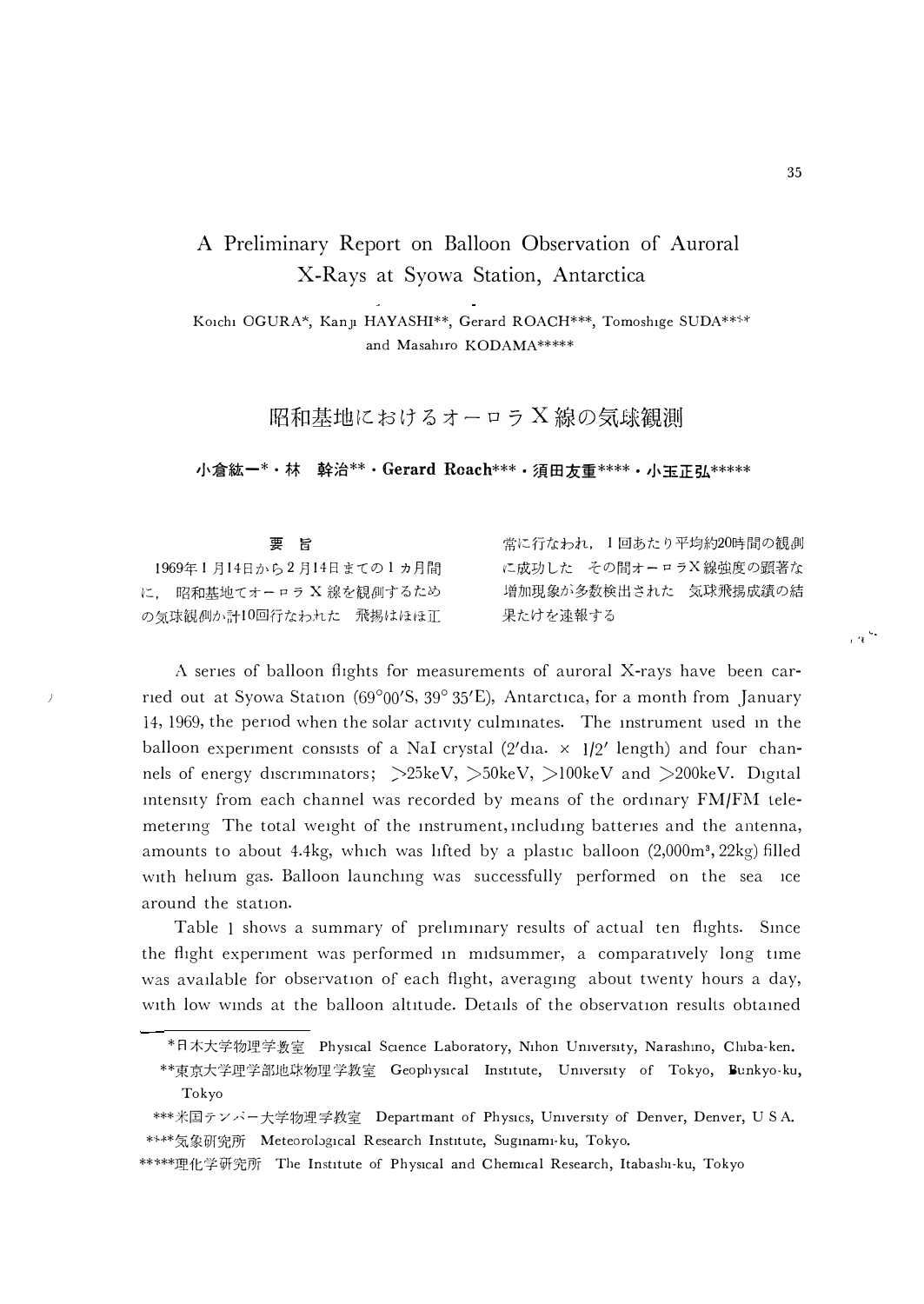# A Preliminary Report on Balloon Observation of Auroral X-Rays at Syowa Station, Antarctica

Koichi OGURA*, Kanji HAYASHI**, Gerard ROACH***, Tomoshige SUDA**** and Masahiro KODAMA*****

# 昭和基地におけるオーロラX線の気球観測

**小倉紘一*・林　幹治**・Gerard Roach***・須田友重****・小玉正弘*******

### 要　旨

1969年1月14日から2月14日までの1カ月間に，昭和基地でオーロラX線を観測するための気球観測が計10回行なわれた．飛揚はほぼ正常に行なわれ，1回あたり平均約20時間の観測に成功した．その間オーロラX線強度の顕著な増加現象が多数検出された．気球飛揚成績の結果だけを速報する．

A series of balloon flights for measurements of auroral X-rays have been carried out at Syowa Station (69°00′S, 39°35′E), Antarctica, for a month from January 14, 1969, the period when the solar activity culminates. The instrument used in the balloon experiment consists of a NaI crystal (2′dia. × 1/2′ length) and four channels of energy discriminators; >25keV, >50keV, >100keV and >200keV. Digital intensity from each channel was recorded by means of the ordinary FM/FM telemetering. The total weight of the instrument, including batteries and the antenna, amounts to about 4.4kg, which was lifted by a plastic balloon (2,000m$^3$, 22kg) filled with helium gas. Balloon launching was successfully performed on the sea ice around the station.

Table 1 shows a summary of preliminary results of actual ten flights. Since the flight experiment was performed in midsummer, a comparatively long time was available for observation of each flight, averaging about twenty hours a day, with low winds at the balloon altitude. Details of the observation results obtained

---

*日本大学物理学教室　Physical Science Laboratory, Nihon University, Narashino, Chiba-ken.

**東京大学理学部地球物理学教室　Geophysical Institute, University of Tokyo, Bunkyo-ku, Tokyo

***米国デンバー大学物理学教室　Departmant of Physics, University of Denver, Denver, U.S.A.

****気象研究所　Meteorological Research Institute, Suginami-ku, Tokyo.

*****理化学研究所　The Institute of Physical and Chemical Research, Itabashi-ku, Tokyo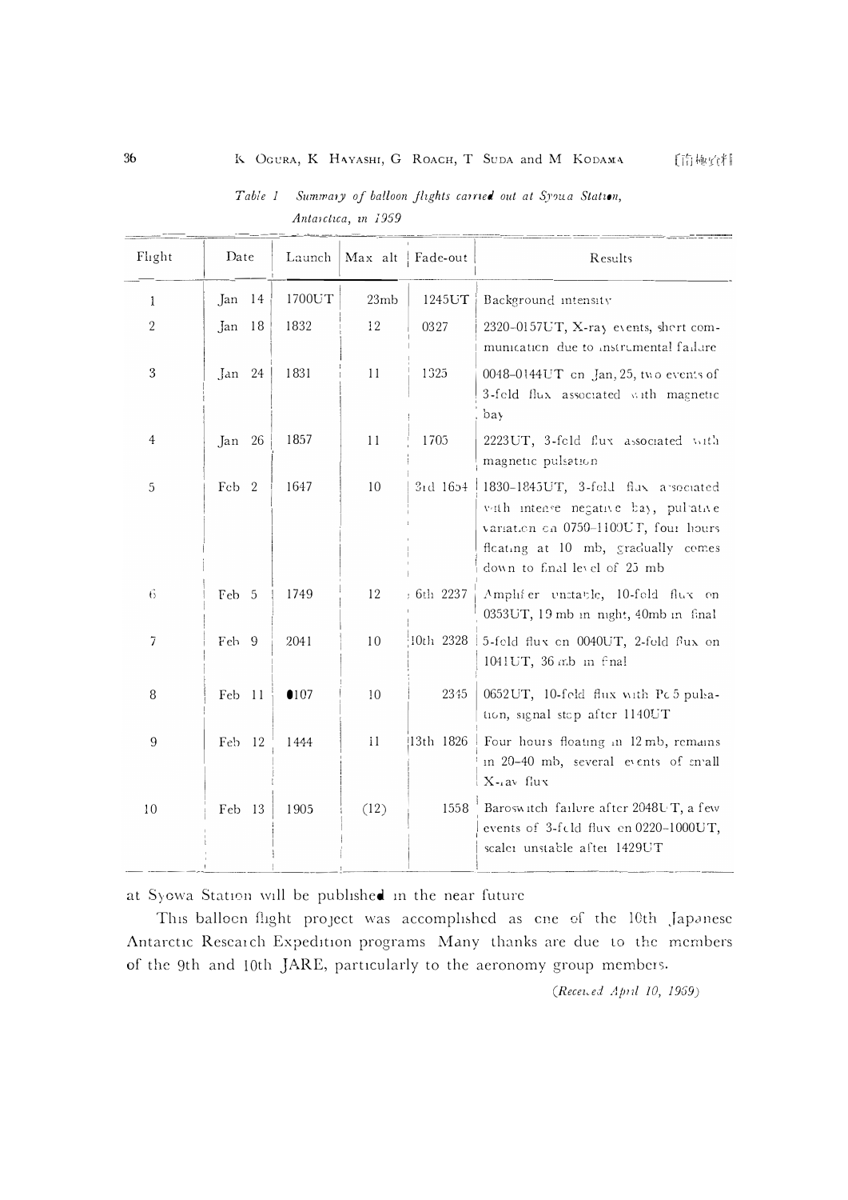*Table 1 Summary of balloon flights carried out at Syowa Station, Antarctica, in 1969*

| Flight | Date | Launch | Max alt | Fade-out | Results |
|---|---|---|---|---|---|
| 1 | Jan 14 | 1700UT | 23mb | 1245UT | Background intensity |
| 2 | Jan 18 | 1832 | 12 | 0327 | 2320–0157UT, X-ray events, short communication due to instrumental failure |
| 3 | Jan 24 | 1831 | 11 | 1325 | 0048–0144UT on Jan, 25, two events of 3-fold flux associated with magnetic bay |
| 4 | Jan 26 | 1857 | 11 | 1705 | 2223UT, 3-fold flux associated with magnetic pulsation |
| 5 | Feb 2 | 1647 | 10 | 3rd 1654 | 1830–1845UT, 3-fold flux associated with intense negative bay, pulsative variation on 0750–1100UT, four hours floating at 10 mb, gradually comes down to final level of 25 mb |
| 6 | Feb 5 | 1749 | 12 | 6th 2237 | Amplifier unstable, 10-fold flux on 0353UT, 19 mb in night, 40mb in final |
| 7 | Feb 9 | 2041 | 10 | 10th 2328 | 5-fold flux on 0040UT, 2-fold flux on 1041UT, 36 mb in final |
| 8 | Feb 11 | 0107 | 10 | 2345 | 0652UT, 10-fold flux with Pc 5 pulsation, signal stop after 1140UT |
| 9 | Feb 12 | 1444 | 11 | 13th 1826 | Four hours floating in 12 mb, remains in 20–40 mb, several events of small X-ray flux |
| 10 | Feb 13 | 1905 | (12) | 1558 | Baroswitch failure after 2048UT, a few events of 3-fold flux on 0220–1000UT, scaler unstable after 1429UT |

at Syowa Station will be published in the near future

This balloon flight project was accomplished as one of the 10th Japanese Antarctic Research Expedition programs Many thanks are due to the members of the 9th and 10th JARE, particularly to the aeronomy group members.

*(Received April 10, 1969)*